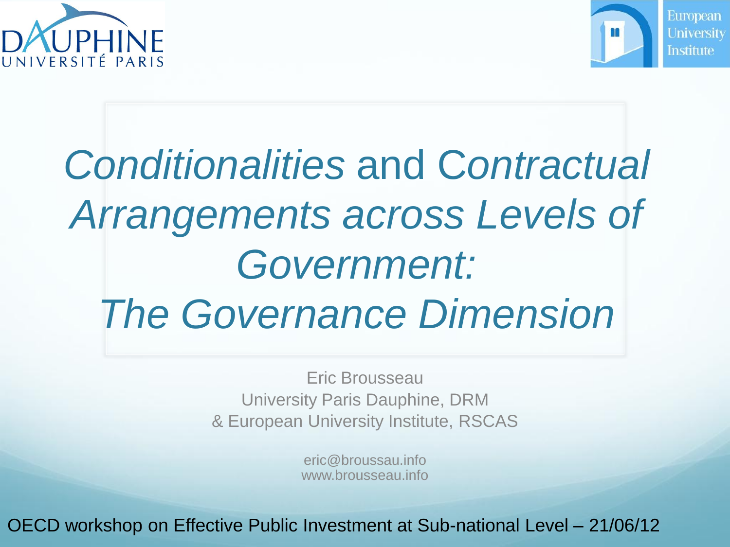# *Conditionalities* and *Contractual Arrangements across Levels of Government:*
# *The Governance Dimension*

Eric Brousseau
University Paris Dauphine, DRM
& European University Institute, RSCAS

eric@broussau.info
www.brousseau.info

OECD workshop on Effective Public Investment at Sub-national Level – 21/06/12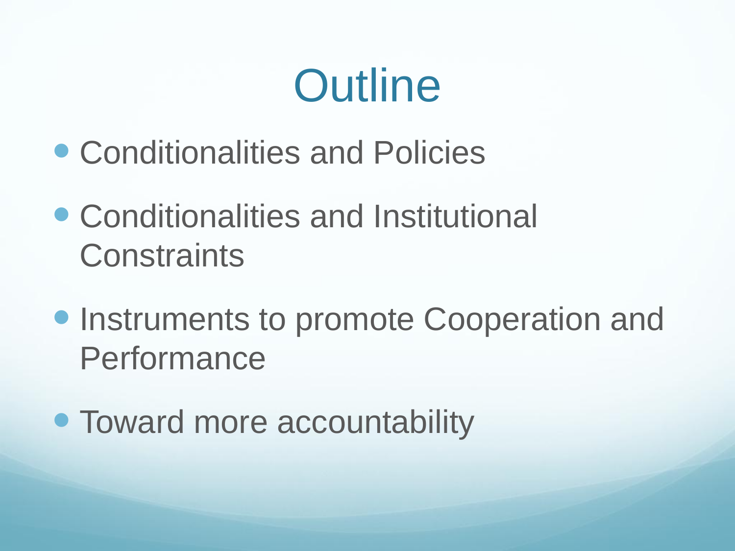# Outline

- Conditionalities and Policies
- Conditionalities and Institutional Constraints
- Instruments to promote Cooperation and Performance
- Toward more accountability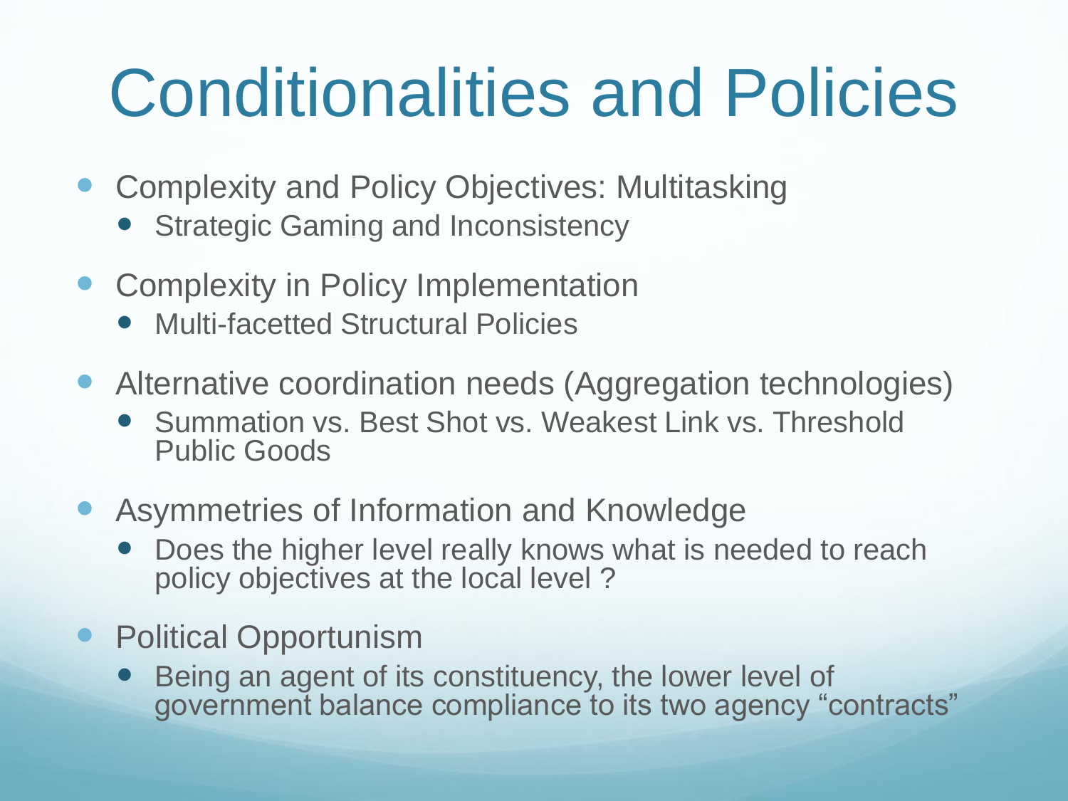# Conditionalities and Policies

- Complexity and Policy Objectives: Multitasking
  - Strategic Gaming and Inconsistency
- Complexity in Policy Implementation
  - Multi-facetted Structural Policies
- Alternative coordination needs (Aggregation technologies)
  - Summation vs. Best Shot vs. Weakest Link vs. Threshold Public Goods
- Asymmetries of Information and Knowledge
  - Does the higher level really knows what is needed to reach policy objectives at the local level ?
- Political Opportunism
  - Being an agent of its constituency, the lower level of government balance compliance to its two agency “contracts”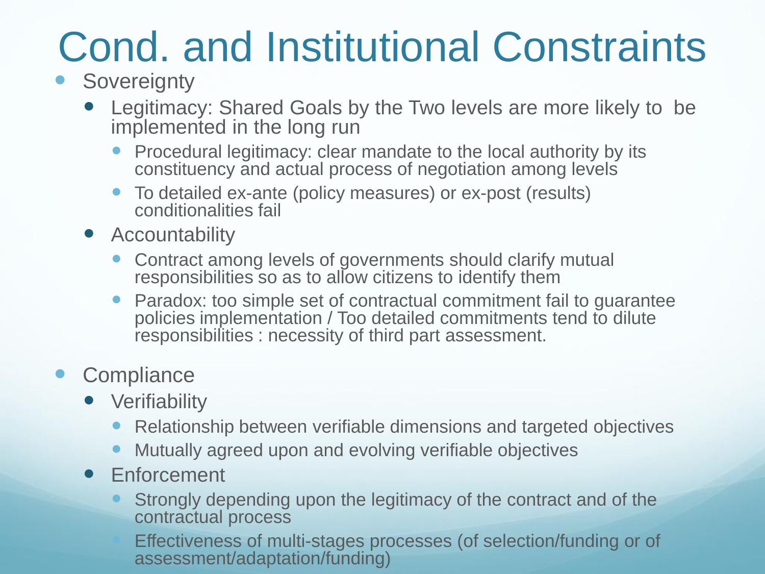# Cond. and Institutional Constraints

- Sovereignty
  - Legitimacy: Shared Goals by the Two levels are more likely to be implemented in the long run
    - Procedural legitimacy: clear mandate to the local authority by its constituency and actual process of negotiation among levels
    - To detailed ex-ante (policy measures) or ex-post (results) conditionalities fail
  - Accountability
    - Contract among levels of governments should clarify mutual responsibilities so as to allow citizens to identify them
    - Paradox: too simple set of contractual commitment fail to guarantee policies implementation / Too detailed commitments tend to dilute responsibilities : necessity of third part assessment.
- Compliance
  - Verifiability
    - Relationship between verifiable dimensions and targeted objectives
    - Mutually agreed upon and evolving verifiable objectives
  - Enforcement
    - Strongly depending upon the legitimacy of the contract and of the contractual process
    - Effectiveness of multi-stages processes (of selection/funding or of assessment/adaptation/funding)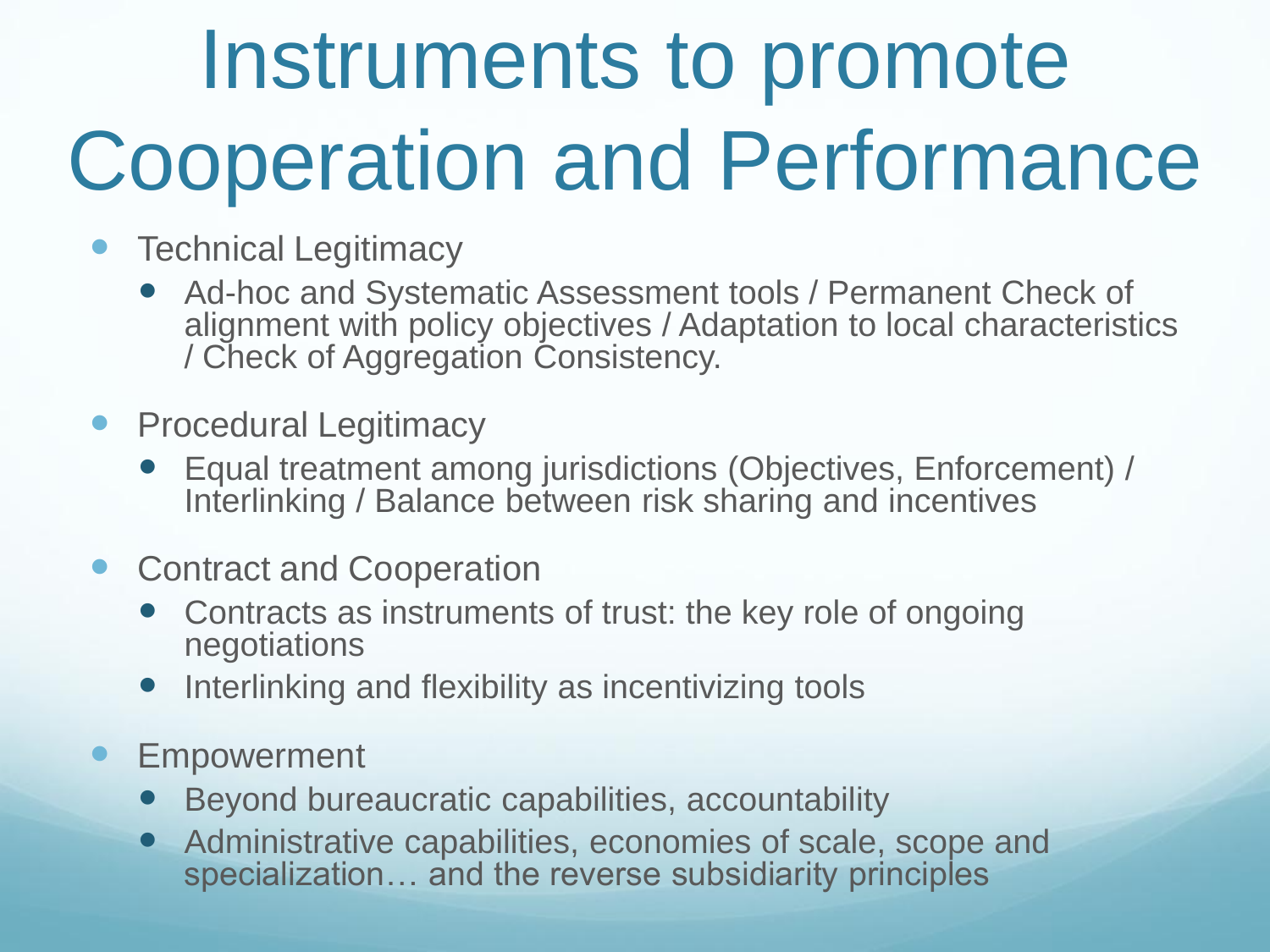# Instruments to promote Cooperation and Performance

- Technical Legitimacy
  - Ad-hoc and Systematic Assessment tools / Permanent Check of alignment with policy objectives / Adaptation to local characteristics / Check of Aggregation Consistency.
- Procedural Legitimacy
  - Equal treatment among jurisdictions (Objectives, Enforcement) / Interlinking / Balance between risk sharing and incentives
- Contract and Cooperation
  - Contracts as instruments of trust: the key role of ongoing negotiations
  - Interlinking and flexibility as incentivizing tools
- Empowerment
  - Beyond bureaucratic capabilities, accountability
  - Administrative capabilities, economies of scale, scope and specialization… and the reverse subsidiarity principles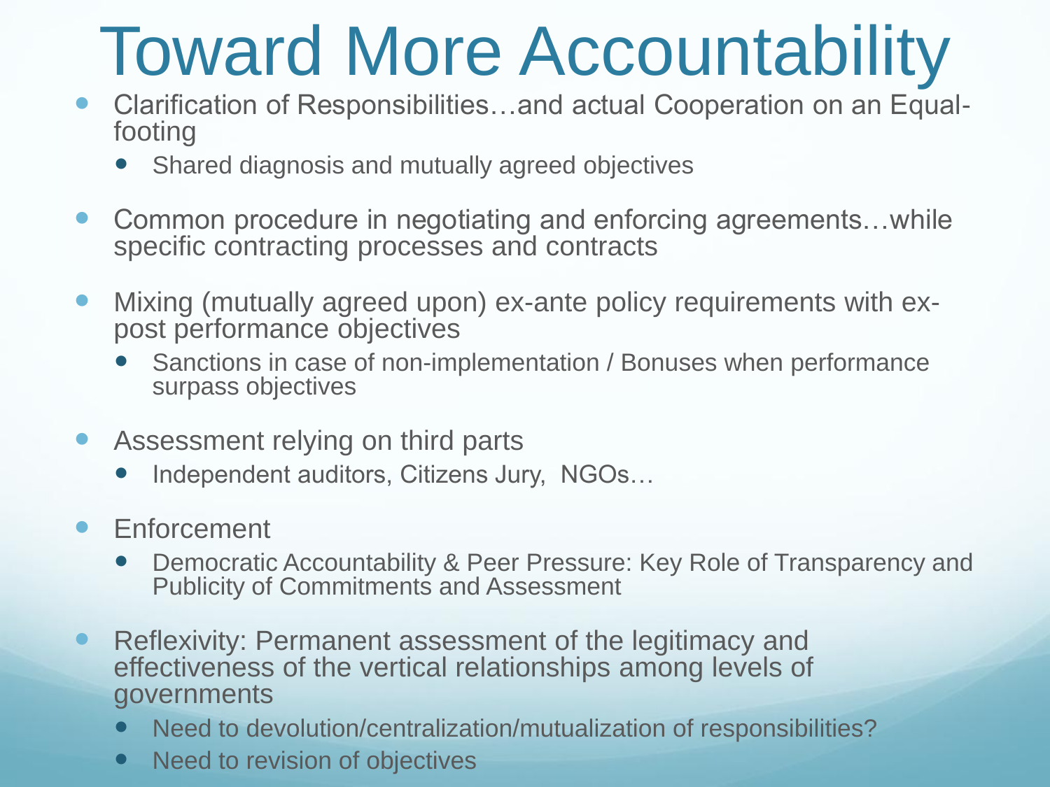# Toward More Accountability

- Clarification of Responsibilities…and actual Cooperation on an Equal-footing
  - Shared diagnosis and mutually agreed objectives
- Common procedure in negotiating and enforcing agreements…while specific contracting processes and contracts
- Mixing (mutually agreed upon) ex-ante policy requirements with ex-post performance objectives
  - Sanctions in case of non-implementation / Bonuses when performance surpass objectives
- Assessment relying on third parts
  - Independent auditors, Citizens Jury, NGOs…
- Enforcement
  - Democratic Accountability & Peer Pressure: Key Role of Transparency and Publicity of Commitments and Assessment
- Reflexivity: Permanent assessment of the legitimacy and effectiveness of the vertical relationships among levels of governments
  - Need to devolution/centralization/mutualization of responsibilities?
  - Need to revision of objectives